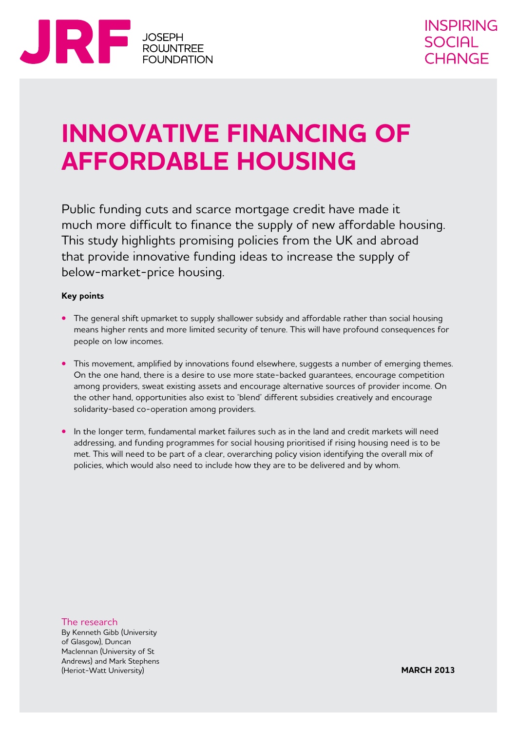JRF JOSEPH ROWNTREE FOUNDATION

INSPIRING SOCIAL CHANGE

# INNOVATIVE FINANCING OF AFFORDABLE HOUSING

Public funding cuts and scarce mortgage credit have made it much more difficult to finance the supply of new affordable housing. This study highlights promising policies from the UK and abroad that provide innovative funding ideas to increase the supply of below-market-price housing.

**Key points**

- The general shift upmarket to supply shallower subsidy and affordable rather than social housing means higher rents and more limited security of tenure. This will have profound consequences for people on low incomes.
- This movement, amplified by innovations found elsewhere, suggests a number of emerging themes. On the one hand, there is a desire to use more state-backed guarantees, encourage competition among providers, sweat existing assets and encourage alternative sources of provider income. On the other hand, opportunities also exist to 'blend' different subsidies creatively and encourage solidarity-based co-operation among providers.
- In the longer term, fundamental market failures such as in the land and credit markets will need addressing, and funding programmes for social housing prioritised if rising housing need is to be met. This will need to be part of a clear, overarching policy vision identifying the overall mix of policies, which would also need to include how they are to be delivered and by whom.

The research

By Kenneth Gibb (University of Glasgow), Duncan Maclennan (University of St Andrews) and Mark Stephens (Heriot-Watt University)

**MARCH 2013**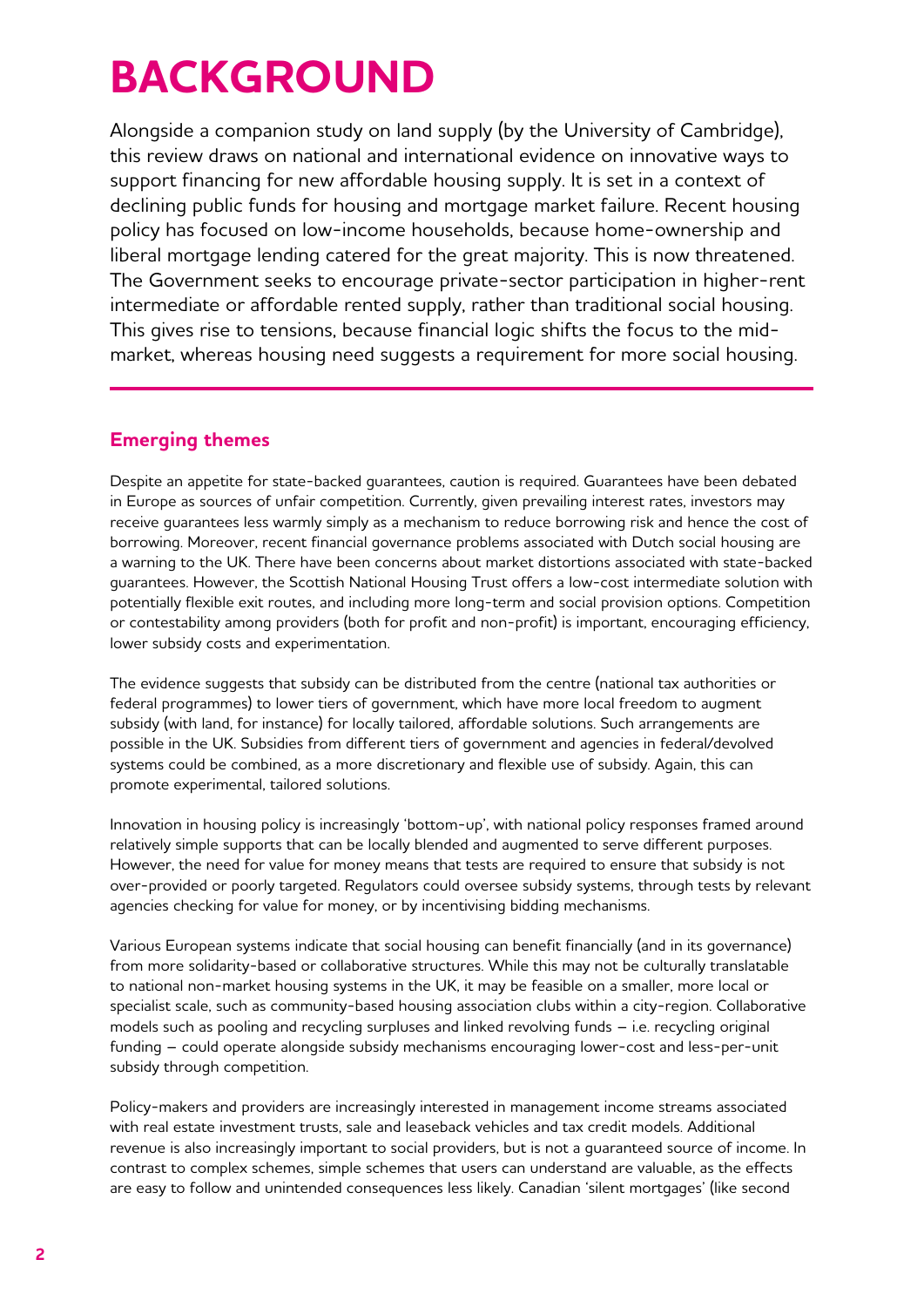# BACKGROUND

Alongside a companion study on land supply (by the University of Cambridge), this review draws on national and international evidence on innovative ways to support financing for new affordable housing supply. It is set in a context of declining public funds for housing and mortgage market failure. Recent housing policy has focused on low-income households, because home-ownership and liberal mortgage lending catered for the great majority. This is now threatened. The Government seeks to encourage private-sector participation in higher-rent intermediate or affordable rented supply, rather than traditional social housing. This gives rise to tensions, because financial logic shifts the focus to the mid-market, whereas housing need suggests a requirement for more social housing.

## Emerging themes

Despite an appetite for state-backed guarantees, caution is required. Guarantees have been debated in Europe as sources of unfair competition. Currently, given prevailing interest rates, investors may receive guarantees less warmly simply as a mechanism to reduce borrowing risk and hence the cost of borrowing. Moreover, recent financial governance problems associated with Dutch social housing are a warning to the UK. There have been concerns about market distortions associated with state-backed guarantees. However, the Scottish National Housing Trust offers a low-cost intermediate solution with potentially flexible exit routes, and including more long-term and social provision options. Competition or contestability among providers (both for profit and non-profit) is important, encouraging efficiency, lower subsidy costs and experimentation.

The evidence suggests that subsidy can be distributed from the centre (national tax authorities or federal programmes) to lower tiers of government, which have more local freedom to augment subsidy (with land, for instance) for locally tailored, affordable solutions. Such arrangements are possible in the UK. Subsidies from different tiers of government and agencies in federal/devolved systems could be combined, as a more discretionary and flexible use of subsidy. Again, this can promote experimental, tailored solutions.

Innovation in housing policy is increasingly 'bottom-up', with national policy responses framed around relatively simple supports that can be locally blended and augmented to serve different purposes. However, the need for value for money means that tests are required to ensure that subsidy is not over-provided or poorly targeted. Regulators could oversee subsidy systems, through tests by relevant agencies checking for value for money, or by incentivising bidding mechanisms.

Various European systems indicate that social housing can benefit financially (and in its governance) from more solidarity-based or collaborative structures. While this may not be culturally translatable to national non-market housing systems in the UK, it may be feasible on a smaller, more local or specialist scale, such as community-based housing association clubs within a city-region. Collaborative models such as pooling and recycling surpluses and linked revolving funds – i.e. recycling original funding – could operate alongside subsidy mechanisms encouraging lower-cost and less-per-unit subsidy through competition.

Policy-makers and providers are increasingly interested in management income streams associated with real estate investment trusts, sale and leaseback vehicles and tax credit models. Additional revenue is also increasingly important to social providers, but is not a guaranteed source of income. In contrast to complex schemes, simple schemes that users can understand are valuable, as the effects are easy to follow and unintended consequences less likely. Canadian 'silent mortgages' (like second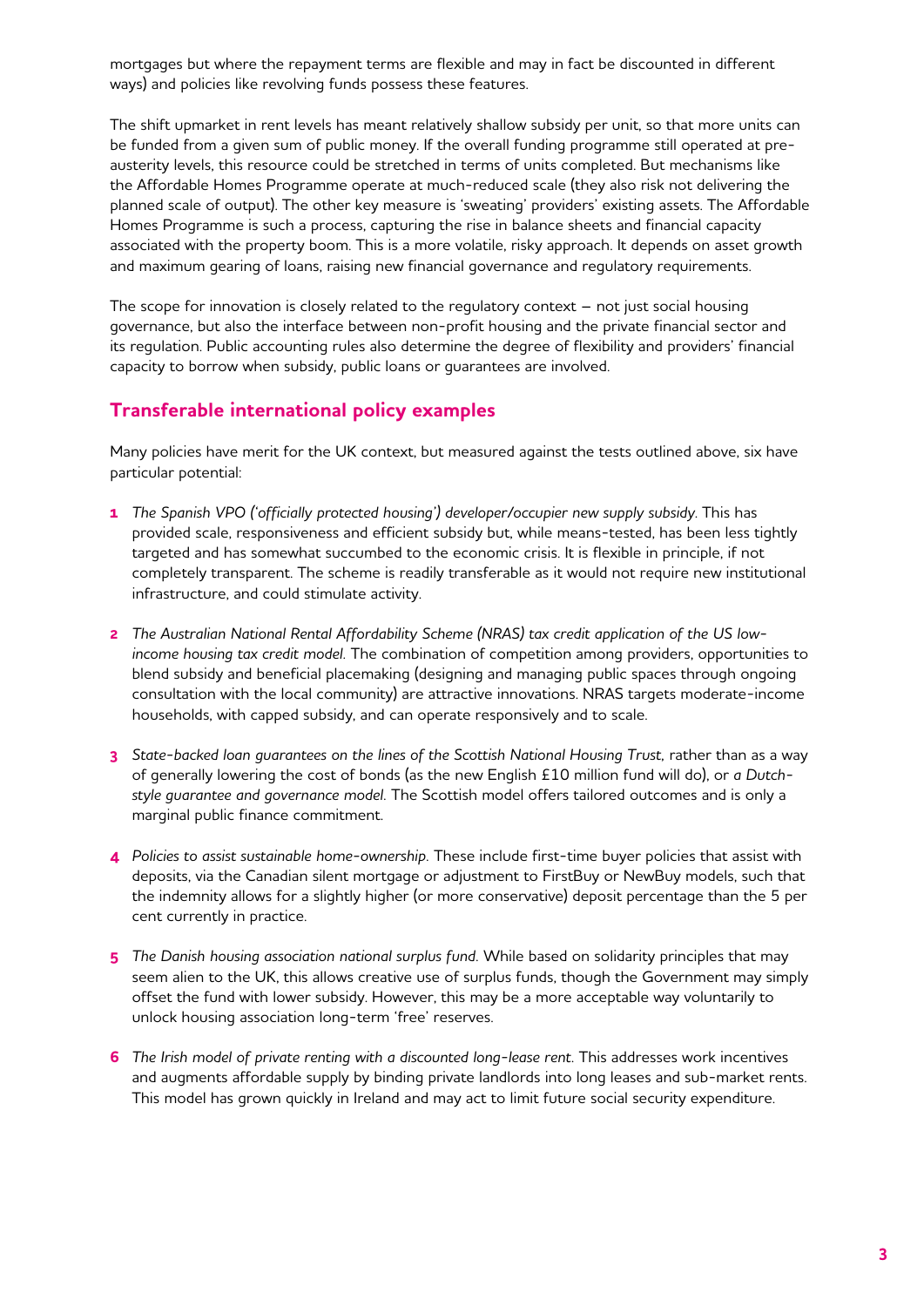mortgages but where the repayment terms are flexible and may in fact be discounted in different ways) and policies like revolving funds possess these features.

The shift upmarket in rent levels has meant relatively shallow subsidy per unit, so that more units can be funded from a given sum of public money. If the overall funding programme still operated at pre-austerity levels, this resource could be stretched in terms of units completed. But mechanisms like the Affordable Homes Programme operate at much-reduced scale (they also risk not delivering the planned scale of output). The other key measure is 'sweating' providers' existing assets. The Affordable Homes Programme is such a process, capturing the rise in balance sheets and financial capacity associated with the property boom. This is a more volatile, risky approach. It depends on asset growth and maximum gearing of loans, raising new financial governance and regulatory requirements.

The scope for innovation is closely related to the regulatory context – not just social housing governance, but also the interface between non-profit housing and the private financial sector and its regulation. Public accounting rules also determine the degree of flexibility and providers' financial capacity to borrow when subsidy, public loans or guarantees are involved.

## Transferable international policy examples

Many policies have merit for the UK context, but measured against the tests outlined above, six have particular potential:

1. *The Spanish VPO ('officially protected housing') developer/occupier new supply subsidy.* This has provided scale, responsiveness and efficient subsidy but, while means-tested, has been less tightly targeted and has somewhat succumbed to the economic crisis. It is flexible in principle, if not completely transparent. The scheme is readily transferable as it would not require new institutional infrastructure, and could stimulate activity.
2. *The Australian National Rental Affordability Scheme (NRAS) tax credit application of the US low-income housing tax credit model.* The combination of competition among providers, opportunities to blend subsidy and beneficial placemaking (designing and managing public spaces through ongoing consultation with the local community) are attractive innovations. NRAS targets moderate-income households, with capped subsidy, and can operate responsively and to scale.
3. *State-backed loan guarantees on the lines of the Scottish National Housing Trust,* rather than as a way of generally lowering the cost of bonds (as the new English £10 million fund will do), or *a Dutch-style guarantee and governance model.* The Scottish model offers tailored outcomes and is only a marginal public finance commitment.
4. *Policies to assist sustainable home-ownership.* These include first-time buyer policies that assist with deposits, via the Canadian silent mortgage or adjustment to FirstBuy or NewBuy models, such that the indemnity allows for a slightly higher (or more conservative) deposit percentage than the 5 per cent currently in practice.
5. *The Danish housing association national surplus fund.* While based on solidarity principles that may seem alien to the UK, this allows creative use of surplus funds, though the Government may simply offset the fund with lower subsidy. However, this may be a more acceptable way voluntarily to unlock housing association long-term 'free' reserves.
6. *The Irish model of private renting with a discounted long-lease rent.* This addresses work incentives and augments affordable supply by binding private landlords into long leases and sub-market rents. This model has grown quickly in Ireland and may act to limit future social security expenditure.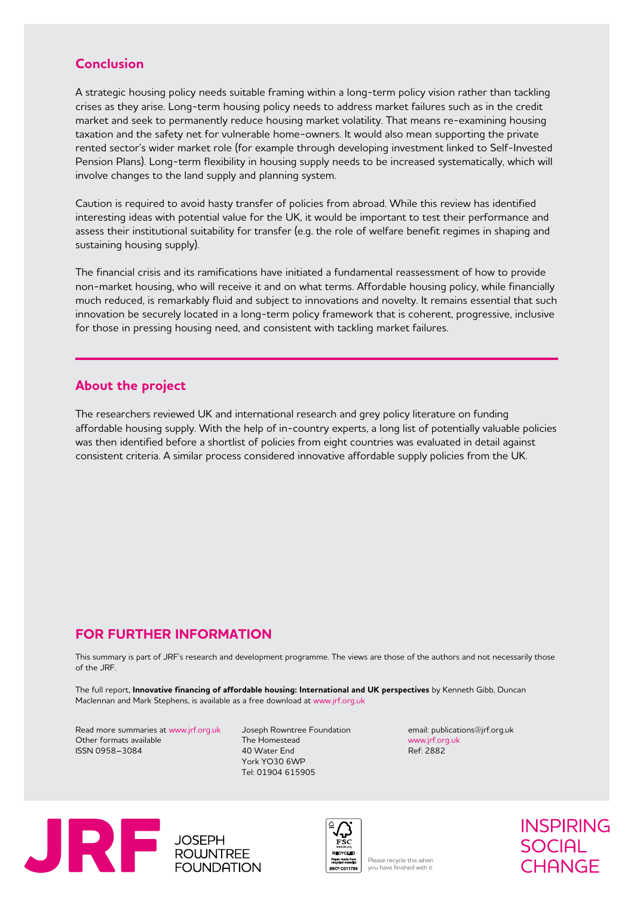## Conclusion

A strategic housing policy needs suitable framing within a long-term policy vision rather than tackling crises as they arise. Long-term housing policy needs to address market failures such as in the credit market and seek to permanently reduce housing market volatility. That means re-examining housing taxation and the safety net for vulnerable home-owners. It would also mean supporting the private rented sector's wider market role (for example through developing investment linked to Self-Invested Pension Plans). Long-term flexibility in housing supply needs to be increased systematically, which will involve changes to the land supply and planning system.

Caution is required to avoid hasty transfer of policies from abroad. While this review has identified interesting ideas with potential value for the UK, it would be important to test their performance and assess their institutional suitability for transfer (e.g. the role of welfare benefit regimes in shaping and sustaining housing supply).

The financial crisis and its ramifications have initiated a fundamental reassessment of how to provide non-market housing, who will receive it and on what terms. Affordable housing policy, while financially much reduced, is remarkably fluid and subject to innovations and novelty. It remains essential that such innovation be securely located in a long-term policy framework that is coherent, progressive, inclusive for those in pressing housing need, and consistent with tackling market failures.

## About the project

The researchers reviewed UK and international research and grey policy literature on funding affordable housing supply. With the help of in-country experts, a long list of potentially valuable policies was then identified before a shortlist of policies from eight countries was evaluated in detail against consistent criteria. A similar process considered innovative affordable supply policies from the UK.

## FOR FURTHER INFORMATION

This summary is part of JRF's research and development programme. The views are those of the authors and not necessarily those of the JRF.

The full report, **Innovative financing of affordable housing: International and UK perspectives** by Kenneth Gibb, Duncan Maclennan and Mark Stephens, is available as a free download at www.jrf.org.uk

Read more summaries at www.jrf.org.uk
Other formats available
ISSN 0958–3084

Joseph Rowntree Foundation
The Homestead
40 Water End
York YO30 6WP
Tel: 01904 615905

email: publications@jrf.org.uk
www.jrf.org.uk
Ref: 2882

JRF JOSEPH ROWNTREE FOUNDATION

Please recycle this when you have finished with it.

INSPIRING SOCIAL CHANGE